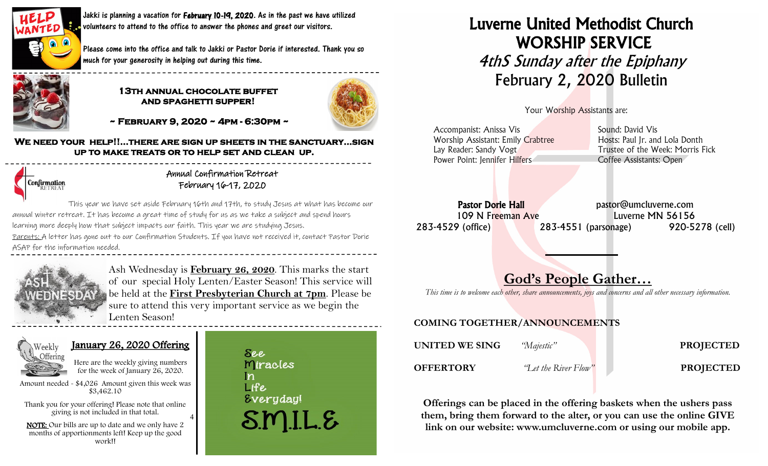HELP WANTED

Jakki is planning a vacation for **February 10-19, 2020**. As in the past we have utilized volunteers to attend to the office to answer the phones and greet our visitors.

Please come into the office and talk to Jakki or Pastor Dorie if interested. Thank you so much for your generosity in helping out during this time.

---

**13TH ANNUAL CHOCOLATE BUFFET AND SPAGHETTI SUPPER!**

**~ FEBRUARY 9, 2020 ~ 4PM - 6:30PM ~**

**WE NEED YOUR HELP!!...THERE ARE SIGN UP SHEETS IN THE SANCTUARY...SIGN UP TO MAKE TREATS OR TO HELP SET AND CLEAN UP.**

---

Confirmation RETREAT

Annual Confirmation Retreat
February 16-17, 2020

This year we have set aside February 16th and 17th, to study Jesus at what has become our annual winter retreat. It has become a great time of study for us as we take a subject and spend hours learning more deeply how that subject impacts our faith. This year we are studying Jesus.

Parents: A letter has gone out to our Confirmation Students. If you have not received it, contact Pastor Dorie ASAP for the information needed.

---

Ash Wednesday is **February 26, 2020**. This marks the start of our special Holy Lenten/Easter Season! This service will be held at the **First Presbyterian Church at 7pm**. Please be sure to attend this very important service as we begin the Lenten Season!

---

Weekly Offering

**January 26, 2020 Offering**

Here are the weekly giving numbers for the week of January 26, 2020.

Amount needed - $4,026 Amount given this week was $3,462.10

Thank you for your offering! Please note that online giving is not included in that total.

NOTE: Our bills are up to date and we only have 2 months of apportionments left! Keep up the good work!!

See
Miracles
In
Life
Everyday!

S.M.I.L.E

# Luverne United Methodist Church
# WORSHIP SERVICE
## *4thS Sunday after the Epiphany*
## February 2, 2020 Bulletin

Your Worship Assistants are:

Accompanist: Anissa Vis
Worship Assistant: Emily Crabtree
Lay Reader: Sandy Vogt
Power Point: Jennifer Hilfers

Sound: David Vis
Hosts: Paul Jr. and Lola Donth
Trustee of the Week: Morris Fick
Coffee Assistants: Open

**Pastor Dorie Hall** pastor@umcluverne.com
109 N Freeman Ave Luverne MN 56156
283-4529 (office) 283-4551 (parsonage) 920-5278 (cell)

## God's People Gather…

*This time is to welcome each other, share announcements, joys and concerns and all other necessary information.*

**COMING TOGETHER/ANNOUNCEMENTS**

**UNITED WE SING** *"Majestic"* **PROJECTED**

**OFFERTORY** *"Let the River Flow"* **PROJECTED**

**Offerings can be placed in the offering baskets when the ushers pass them, bring them forward to the alter, or you can use the online GIVE link on our website: www.umcluverne.com or using our mobile app.**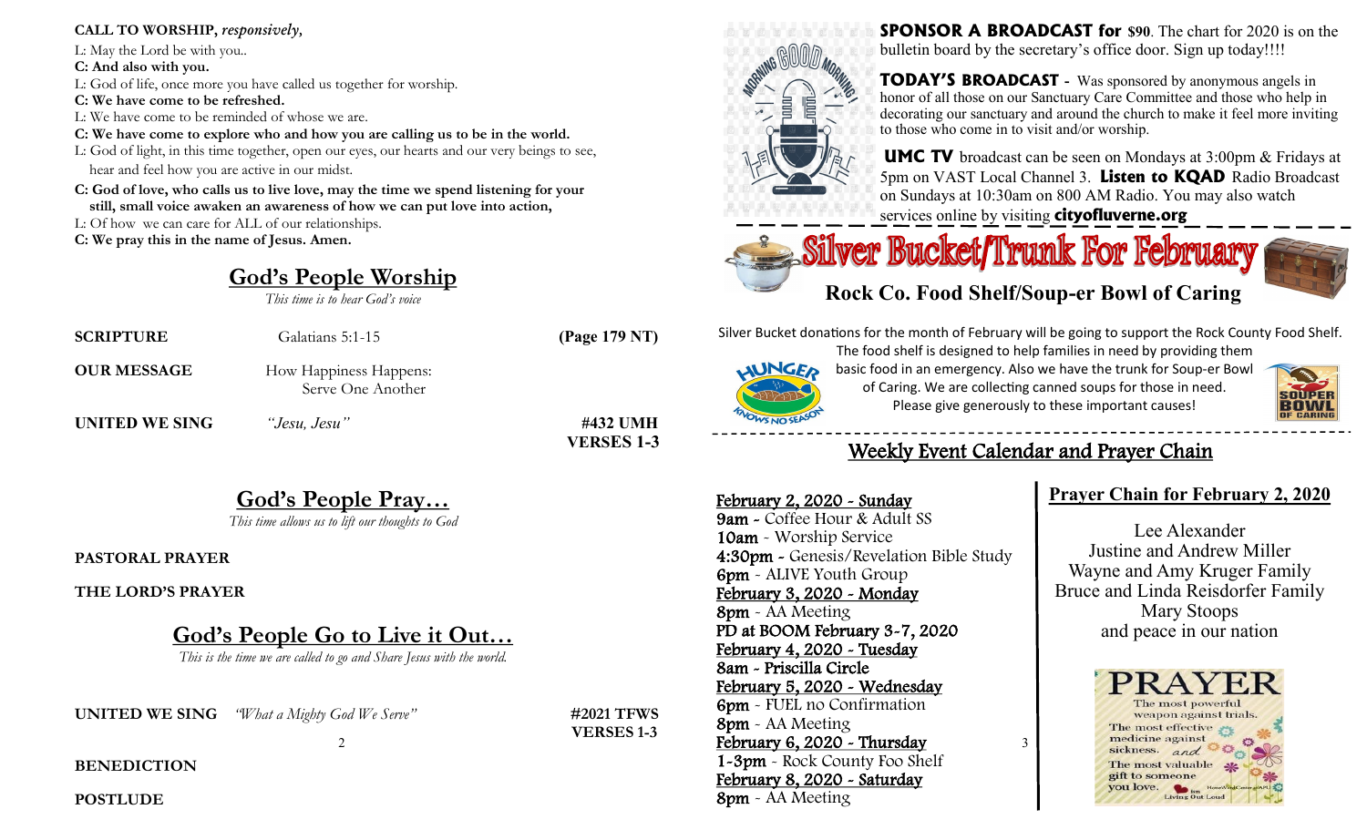**CALL TO WORSHIP,** ***responsively,***

L: May the Lord be with you..

**C: And also with you.**

L: God of life, once more you have called us together for worship.

**C: We have come to be refreshed.**

L: We have come to be reminded of whose we are.

**C: We have come to explore who and how you are calling us to be in the world.**

L: God of light, in this time together, open our eyes, our hearts and our very beings to see, hear and feel how you are active in our midst.

**C: God of love, who calls us to live love, may the time we spend listening for your still, small voice awaken an awareness of how we can put love into action,**

L: Of how we can care for ALL of our relationships.

**C: We pray this in the name of Jesus. Amen.**

## God's People Worship

*This time is to hear God's voice*

**SCRIPTURE** Galatians 5:1-15 **(Page 179 NT)**

**OUR MESSAGE** How Happiness Happens: Serve One Another

**UNITED WE SING** *"Jesu, Jesu"* **#432 UMH VERSES 1-3**

## God's People Pray…

*This time allows us to lift our thoughts to God*

**PASTORAL PRAYER**

**THE LORD'S PRAYER**

## God's People Go to Live it Out…

*This is the time we are called to go and Share Jesus with the world.*

**UNITED WE SING** *"What a Mighty God We Serve"* **#2021 TFWS VERSES 1-3**

**BENEDICTION**

**POSTLUDE**

**SPONSOR A BROADCAST for $90**. The chart for 2020 is on the bulletin board by the secretary's office door. Sign up today!!!!

**TODAY'S BROADCAST** - Was sponsored by anonymous angels in honor of all those on our Sanctuary Care Committee and those who help in decorating our sanctuary and around the church to make it feel more inviting to those who come in to visit and/or worship.

**UMC TV** broadcast can be seen on Mondays at 3:00pm & Fridays at 5pm on VAST Local Channel 3. **Listen to KQAD** Radio Broadcast on Sundays at 10:30am on 800 AM Radio. You may also watch services online by visiting **cityofluverne.org**

## Silver Bucket/Trunk For February

### Rock Co. Food Shelf/Soup-er Bowl of Caring

Silver Bucket donations for the month of February will be going to support the Rock County Food Shelf. The food shelf is designed to help families in need by providing them basic food in an emergency. Also we have the trunk for Soup-er Bowl of Caring. We are collecting canned soups for those in need. Please give generously to these important causes!

## Weekly Event Calendar and Prayer Chain

**February 2, 2020 - Sunday**
**9am** - Coffee Hour & Adult SS
**10am** - Worship Service
**4:30pm** - Genesis/Revelation Bible Study
**6pm** - ALIVE Youth Group
**February 3, 2020 - Monday**
**8pm** - AA Meeting
**PD at BOOM February 3-7, 2020**
**February 4, 2020 - Tuesday**
**8am - Priscilla Circle**
**February 5, 2020 - Wednesday**
**6pm** - FUEL no Confirmation
**8pm** - AA Meeting
**February 6, 2020 - Thursday**
**1-3pm** - Rock County Foo Shelf
**February 8, 2020 - Saturday**
**8pm** - AA Meeting

### Prayer Chain for February 2, 2020

Lee Alexander
Justine and Andrew Miller
Wayne and Amy Kruger Family
Bruce and Linda Reisdorfer Family
Mary Stoops
and peace in our nation